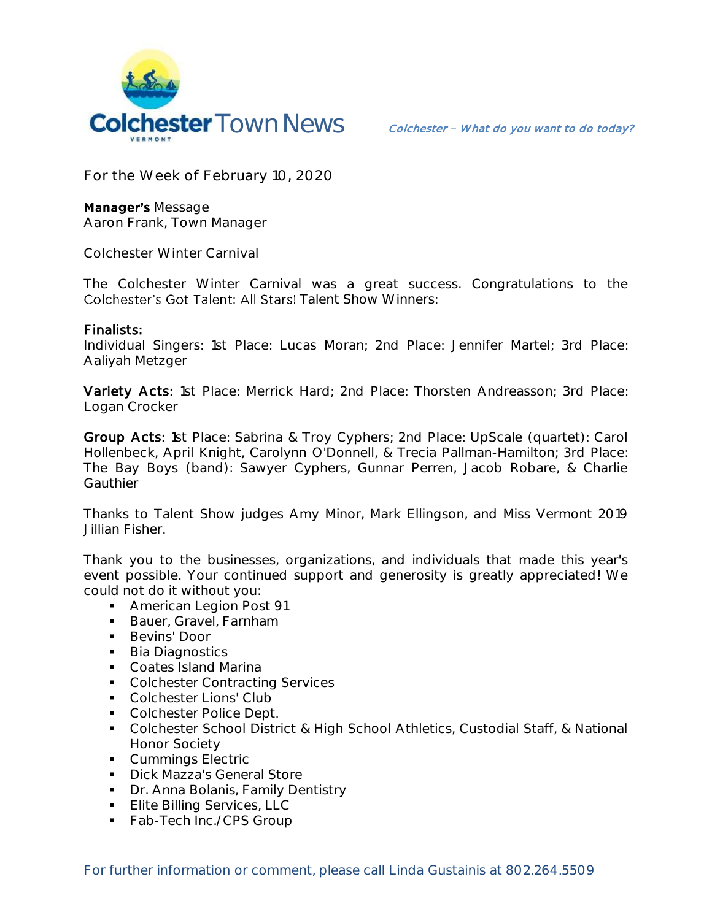# Colchester Town News

*Colchester – What do you want to do today?*

For the Week of February 10, 2020

**Manager's** Message
Aaron Frank, Town Manager

Colchester Winter Carnival

The Colchester Winter Carnival was a great success. Congratulations to the Colchester's Got Talent: All Stars! Talent Show Winners:

**Finalists:**
Individual Singers: 1st Place: Lucas Moran; 2nd Place: Jennifer Martel; 3rd Place: Aaliyah Metzger

**Variety Acts:** 1st Place: Merrick Hard; 2nd Place: Thorsten Andreasson; 3rd Place: Logan Crocker

**Group Acts:** 1st Place: Sabrina & Troy Cyphers; 2nd Place: UpScale (quartet): Carol Hollenbeck, April Knight, Carolynn O'Donnell, & Trecia Pallman-Hamilton; 3rd Place: The Bay Boys (band): Sawyer Cyphers, Gunnar Perren, Jacob Robare, & Charlie Gauthier

Thanks to Talent Show judges Amy Minor, Mark Ellingson, and Miss Vermont 2019 Jillian Fisher.

Thank you to the businesses, organizations, and individuals that made this year's event possible. Your continued support and generosity is greatly appreciated! We could not do it without you:

- American Legion Post 91
- Bauer, Gravel, Farnham
- Bevins' Door
- Bia Diagnostics
- Coates Island Marina
- Colchester Contracting Services
- Colchester Lions' Club
- Colchester Police Dept.
- Colchester School District & High School Athletics, Custodial Staff, & National Honor Society
- Cummings Electric
- Dick Mazza's General Store
- Dr. Anna Bolanis, Family Dentistry
- Elite Billing Services, LLC
- Fab-Tech Inc./CPS Group

For further information or comment, please call Linda Gustainis at 802.264.5509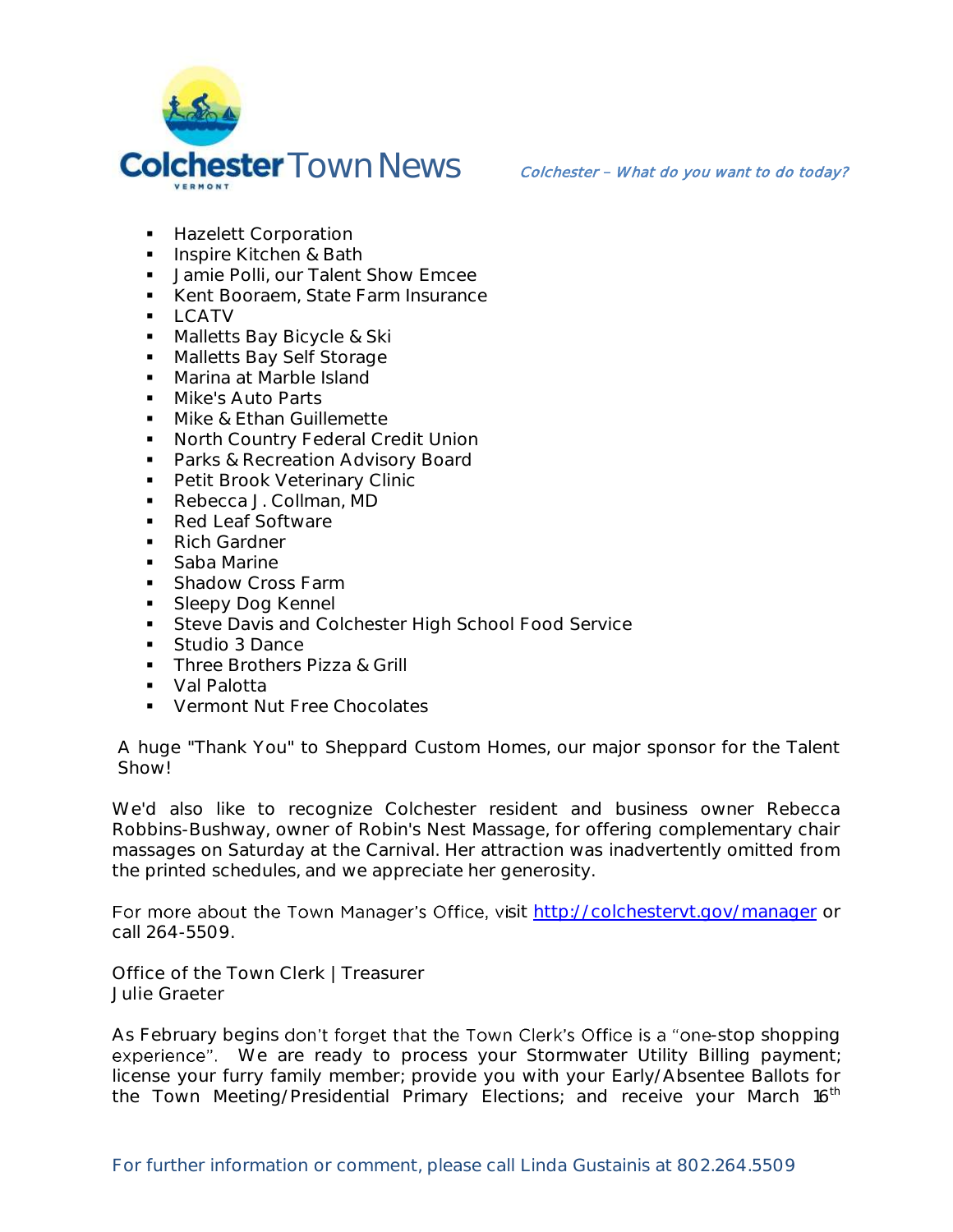- Hazelett Corporation
- Inspire Kitchen & Bath
- Jamie Polli, our Talent Show Emcee
- Kent Booraem, State Farm Insurance
- LCATV
- Malletts Bay Bicycle & Ski
- Malletts Bay Self Storage
- Marina at Marble Island
- Mike's Auto Parts
- Mike & Ethan Guillemette
- North Country Federal Credit Union
- Parks & Recreation Advisory Board
- Petit Brook Veterinary Clinic
- Rebecca J. Collman, MD
- Red Leaf Software
- Rich Gardner
- Saba Marine
- Shadow Cross Farm
- Sleepy Dog Kennel
- Steve Davis and Colchester High School Food Service
- Studio 3 Dance
- Three Brothers Pizza & Grill
- Val Palotta
- Vermont Nut Free Chocolates

A huge "Thank You" to Sheppard Custom Homes, our major sponsor for the Talent Show!

We'd also like to recognize Colchester resident and business owner Rebecca Robbins-Bushway, owner of Robin's Nest Massage, for offering complementary chair massages on Saturday at the Carnival. Her attraction was inadvertently omitted from the printed schedules, and we appreciate her generosity.

For more about the Town Manager's Office, visit http://colchestervt.gov/manager or call 264-5509.

Office of the Town Clerk | Treasurer
Julie Graeter

As February begins don't forget that the Town Clerk's Office is a "one-stop shopping experience". We are ready to process your Stormwater Utility Billing payment; license your furry family member; provide you with your Early/Absentee Ballots for the Town Meeting/Presidential Primary Elections; and receive your March 16th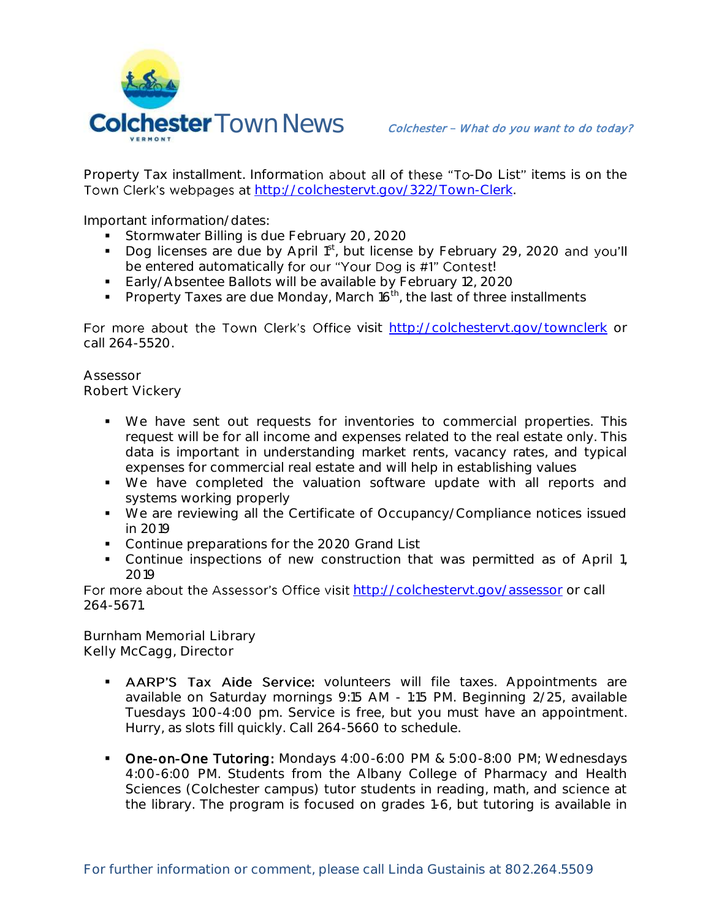Property Tax installment. Information about all of these "To-Do List" items is on the Town Clerk's webpages at [http://colchestervt.gov/322/Town-Clerk](http://colchestervt.gov/322/Town-Clerk).

Important information/dates:

- Stormwater Billing is due February 20, 2020
- Dog licenses are due by April 1st, but license by February 29, 2020 and you'll be entered automatically for our "Your Dog is #1" Contest!
- Early/Absentee Ballots will be available by February 12, 2020
- Property Taxes are due Monday, March 16th, the last of three installments

For more about the Town Clerk's Office visit [http://colchestervt.gov/townclerk](http://colchestervt.gov/townclerk) or call 264-5520.

Assessor
Robert Vickery

- We have sent out requests for inventories to commercial properties. This request will be for all income and expenses related to the real estate only. This data is important in understanding market rents, vacancy rates, and typical expenses for commercial real estate and will help in establishing values
- We have completed the valuation software update with all reports and systems working properly
- We are reviewing all the Certificate of Occupancy/Compliance notices issued in 2019
- Continue preparations for the 2020 Grand List
- Continue inspections of new construction that was permitted as of April 1, 2019

For more about the Assessor's Office visit [http://colchestervt.gov/assessor](http://colchestervt.gov/assessor) or call 264-5671.

Burnham Memorial Library
Kelly McCagg, Director

- **AARP'S Tax Aide Service:** volunteers will file taxes. Appointments are available on Saturday mornings 9:15 AM - 1:15 PM. Beginning 2/25, available Tuesdays 1:00-4:00 pm. Service is free, but you must have an appointment. Hurry, as slots fill quickly. Call 264-5660 to schedule.

- **One-on-One Tutoring:** Mondays 4:00-6:00 PM & 5:00-8:00 PM; Wednesdays 4:00-6:00 PM. Students from the Albany College of Pharmacy and Health Sciences (Colchester campus) tutor students in reading, math, and science at the library. The program is focused on grades 1-6, but tutoring is available in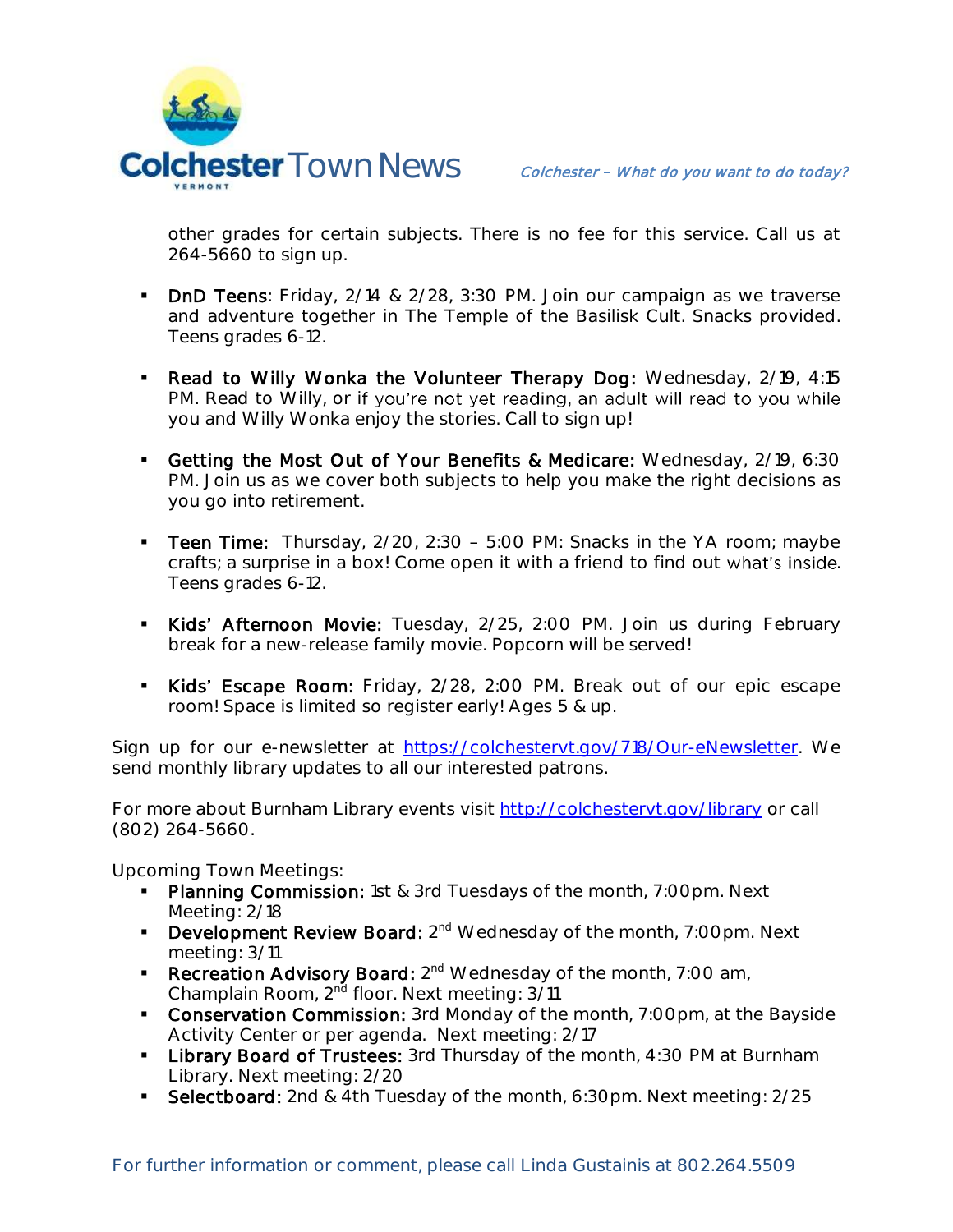other grades for certain subjects. There is no fee for this service. Call us at 264-5660 to sign up.

- **DnD Teens**: Friday, 2/14 & 2/28, 3:30 PM. Join our campaign as we traverse and adventure together in The Temple of the Basilisk Cult. Snacks provided. Teens grades 6-12.

- **Read to Willy Wonka the Volunteer Therapy Dog:** Wednesday, 2/19, 4:15 PM. Read to Willy, or if you're not yet reading, an adult will read to you while you and Willy Wonka enjoy the stories. Call to sign up!

- **Getting the Most Out of Your Benefits & Medicare:** Wednesday, 2/19, 6:30 PM. Join us as we cover both subjects to help you make the right decisions as you go into retirement.

- **Teen Time:** Thursday, 2/20, 2:30 – 5:00 PM: Snacks in the YA room; maybe crafts; a surprise in a box! Come open it with a friend to find out what's inside. Teens grades 6-12.

- **Kids' Afternoon Movie:** Tuesday, 2/25, 2:00 PM. Join us during February break for a new-release family movie. Popcorn will be served!

- **Kids' Escape Room:** Friday, 2/28, 2:00 PM. Break out of our epic escape room! Space is limited so register early! Ages 5 & up.

Sign up for our e-newsletter at https://colchestervt.gov/718/Our-eNewsletter. We send monthly library updates to all our interested patrons.

For more about Burnham Library events visit http://colchestervt.gov/library or call (802) 264-5660.

Upcoming Town Meetings:

- **Planning Commission:** 1st & 3rd Tuesdays of the month, 7:00pm. Next Meeting: 2/18
- **Development Review Board:** 2nd Wednesday of the month, 7:00pm. Next meeting: 3/11
- **Recreation Advisory Board:** 2nd Wednesday of the month, 7:00 am, Champlain Room, 2nd floor. Next meeting: 3/11
- **Conservation Commission:** 3rd Monday of the month, 7:00pm, at the Bayside Activity Center or per agenda. Next meeting: 2/17
- **Library Board of Trustees:** 3rd Thursday of the month, 4:30 PM at Burnham Library. Next meeting: 2/20
- **Selectboard:** 2nd & 4th Tuesday of the month, 6:30pm. Next meeting: 2/25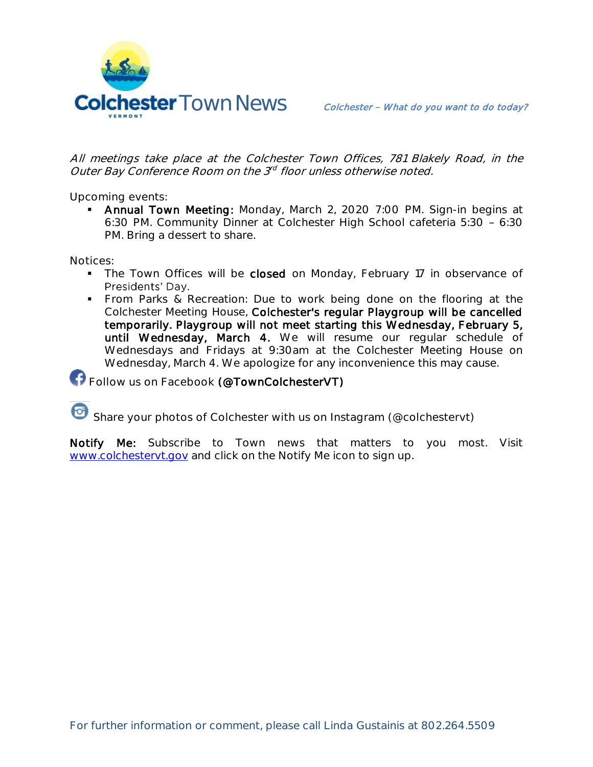# Colchester Town News

VERMONT

*Colchester – What do you want to do today?*

*All meetings take place at the Colchester Town Offices, 781 Blakely Road, in the Outer Bay Conference Room on the 3rd floor unless otherwise noted.*

Upcoming events:

- **Annual Town Meeting:** Monday, March 2, 2020 7:00 PM. Sign-in begins at 6:30 PM. Community Dinner at Colchester High School cafeteria 5:30 – 6:30 PM. Bring a dessert to share.

Notices:

- The Town Offices will be **closed** on Monday, February 17 in observance of Presidents' Day.
- From Parks & Recreation: Due to work being done on the flooring at the Colchester Meeting House, **Colchester's regular Playgroup will be cancelled temporarily. Playgroup will not meet starting this Wednesday, February 5, until Wednesday, March 4.** We will resume our regular schedule of Wednesdays and Fridays at 9:30am at the Colchester Meeting House on Wednesday, March 4. We apologize for any inconvenience this may cause.

Follow us on Facebook **(@TownColchesterVT)**

Share your photos of Colchester with us on Instagram (@colchestervt)

**Notify Me:** Subscribe to Town news that matters to you most. Visit [www.colchestervt.gov](http://www.colchestervt.gov) and click on the Notify Me icon to sign up.

For further information or comment, please call Linda Gustainis at 802.264.5509